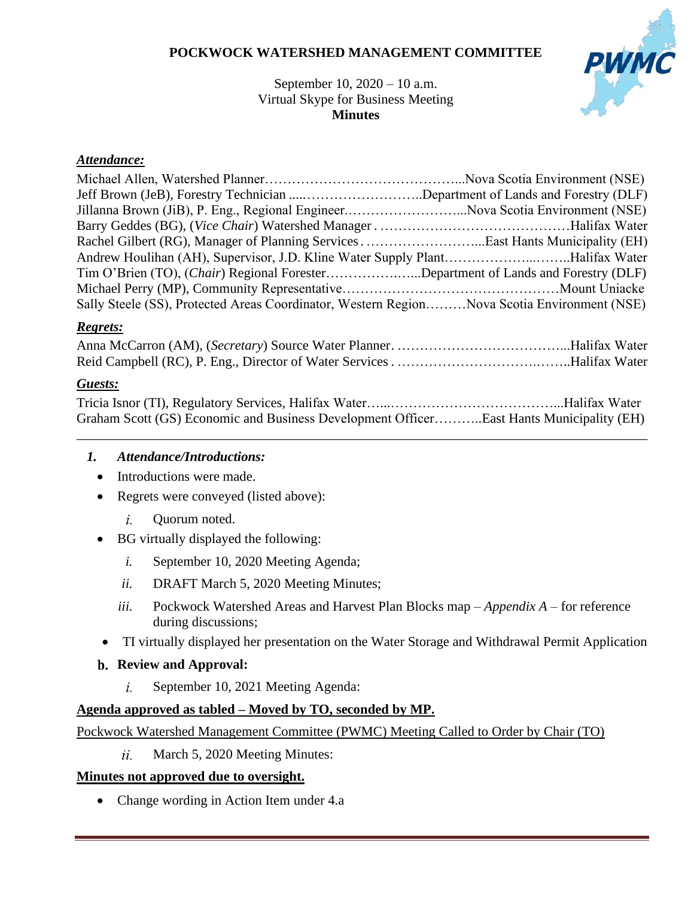**POCKWOCK WATERSHED MANAGEMENT COMMITTEE**

September 10, 2020 – 10 a.m.
Virtual Skype for Business Meeting
**Minutes**

***Attendance:***

Michael Allen, Watershed Planner……………………………………...Nova Scotia Environment (NSE)
Jeff Brown (JeB), Forestry Technician ....……………………..Department of Lands and Forestry (DLF)
Jillanna Brown (JiB), P. Eng., Regional Engineer……………………...Nova Scotia Environment (NSE)
Barry Geddes (BG), (*Vice Chair*) Watershed Manager . ……………………………………Halifax Water
Rachel Gilbert (RG), Manager of Planning Services. ……………………...East Hants Municipality (EH)
Andrew Houlihan (AH), Supervisor, J.D. Kline Water Supply Plant………………...……..Halifax Water
Tim O'Brien (TO), (*Chair*) Regional Forester……………..…...Department of Lands and Forestry (DLF)
Michael Perry (MP), Community Representative…………………………………………Mount Uniacke
Sally Steele (SS), Protected Areas Coordinator, Western Region………Nova Scotia Environment (NSE)

***Regrets:***

Anna McCarron (AM), (*Secretary*) Source Water Planner. ………………………………...Halifax Water
Reid Campbell (RC), P. Eng., Director of Water Services . …………………………..……..Halifax Water

***Guests:***

Tricia Isnor (TI), Regulatory Services, Halifax Water…...……………………………...Halifax Water
Graham Scott (GS) Economic and Business Development Officer………..East Hants Municipality (EH)

---

1. ***Attendance/Introductions:***
   - Introductions were made.
   - Regrets were conveyed (listed above):
     - *i.* Quorum noted.
   - BG virtually displayed the following:
     - *i.* September 10, 2020 Meeting Agenda;
     - *ii.* DRAFT March 5, 2020 Meeting Minutes;
     - *iii.* Pockwock Watershed Areas and Harvest Plan Blocks map – *Appendix A* – for reference during discussions;
   - TI virtually displayed her presentation on the Water Storage and Withdrawal Permit Application

b. **Review and Approval:**

- *i.* September 10, 2021 Meeting Agenda:

**Agenda approved as tabled – Moved by TO, seconded by MP.**

Pockwock Watershed Management Committee (PWMC) Meeting Called to Order by Chair (TO)

- *ii.* March 5, 2020 Meeting Minutes:

**Minutes not approved due to oversight.**

- Change wording in Action Item under 4.a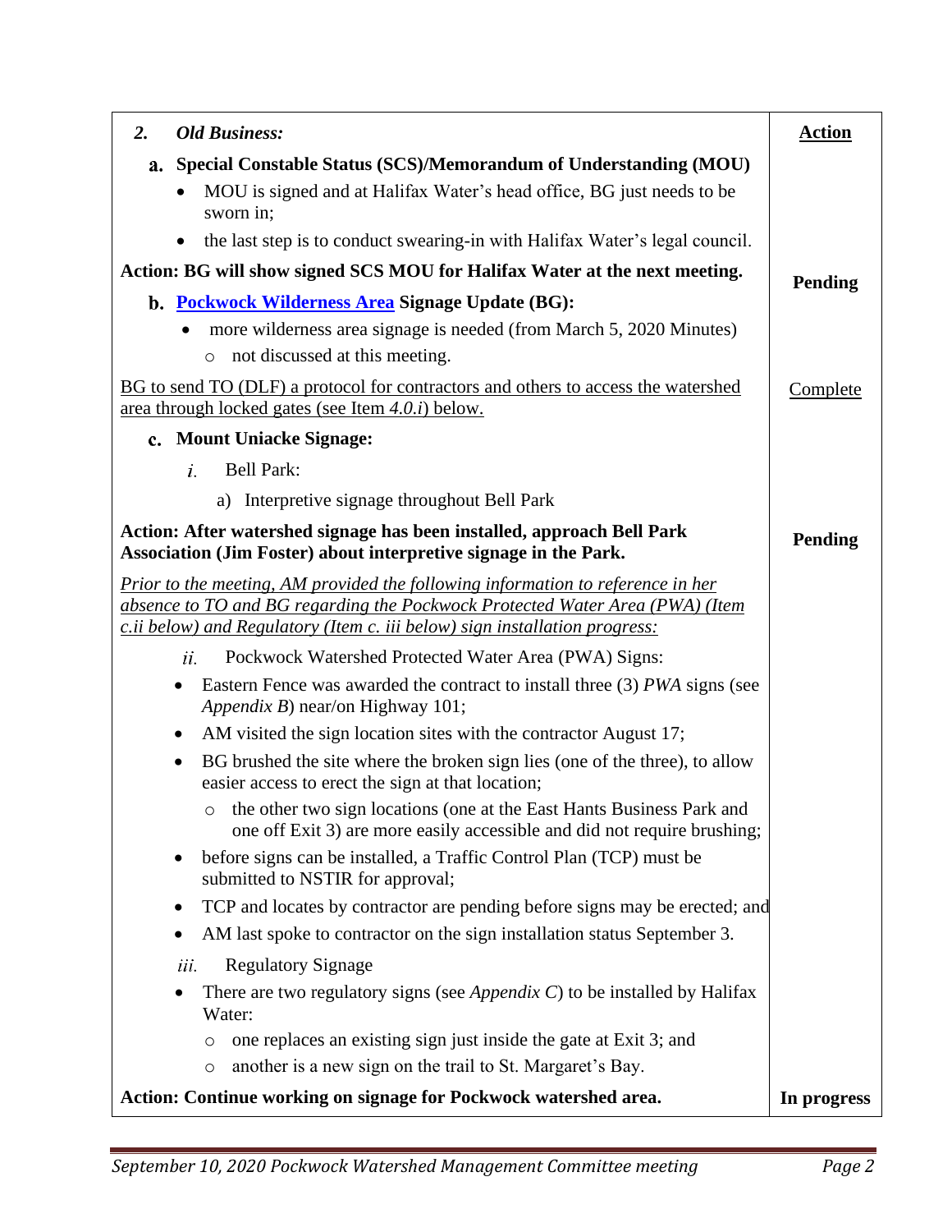| *2. Old Business:* | Action |
|---|---|
| **a. Special Constable Status (SCS)/Memorandum of Understanding (MOU)**<br>• MOU is signed and at Halifax Water's head office, BG just needs to be sworn in;<br>• the last step is to conduct swearing-in with Halifax Water's legal council.<br>**Action: BG will show signed SCS MOU for Halifax Water at the next meeting.** | **Pending** |
| **b. Pockwock Wilderness Area Signage Update (BG):**<br>• more wilderness area signage is needed (from March 5, 2020 Minutes)<br>  ○ not discussed at this meeting. | |
| BG to send TO (DLF) a protocol for contractors and others to access the watershed area through locked gates (see Item *4.0.i*) below. | Complete |
| **c. Mount Uniacke Signage:**<br>*i.* Bell Park:<br>a) Interpretive signage throughout Bell Park<br>**Action: After watershed signage has been installed, approach Bell Park Association (Jim Foster) about interpretive signage in the Park.** | **Pending** |
| *Prior to the meeting, AM provided the following information to reference in her absence to TO and BG regarding the Pockwock Protected Water Area (PWA) (Item c.ii below) and Regulatory (Item c. iii below) sign installation progress:*<br>*ii.* Pockwock Watershed Protected Water Area (PWA) Signs:<br>• Eastern Fence was awarded the contract to install three (3) *PWA* signs (see *Appendix B*) near/on Highway 101;<br>• AM visited the sign location sites with the contractor August 17;<br>• BG brushed the site where the broken sign lies (one of the three), to allow easier access to erect the sign at that location;<br>  ○ the other two sign locations (one at the East Hants Business Park and one off Exit 3) are more easily accessible and did not require brushing;<br>• before signs can be installed, a Traffic Control Plan (TCP) must be submitted to NSTIR for approval;<br>• TCP and locates by contractor are pending before signs may be erected; and<br>• AM last spoke to contractor on the sign installation status September 3.<br>*iii.* Regulatory Signage<br>• There are two regulatory signs (see *Appendix C*) to be installed by Halifax Water:<br>  ○ one replaces an existing sign just inside the gate at Exit 3; and<br>  ○ another is a new sign on the trail to St. Margaret's Bay.<br>**Action: Continue working on signage for Pockwock watershed area.** | **In progress** |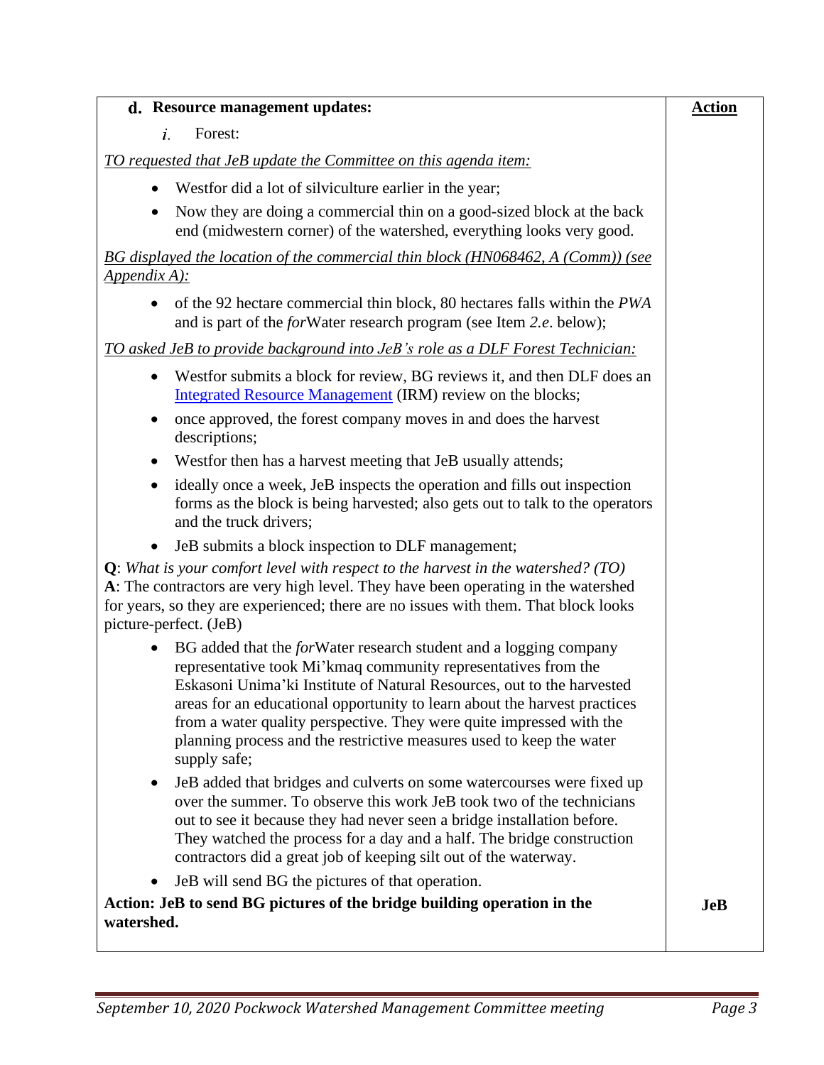**d. Resource management updates:**

**Action**

*i.* Forest:

*TO requested that JeB update the Committee on this agenda item:*

- Westfor did a lot of silviculture earlier in the year;
- Now they are doing a commercial thin on a good-sized block at the back end (midwestern corner) of the watershed, everything looks very good.

*BG displayed the location of the commercial thin block (HN068462, A (Comm)) (see Appendix A):*

- of the 92 hectare commercial thin block, 80 hectares falls within the *PWA* and is part of the *for*Water research program (see Item *2.e*. below);

*TO asked JeB to provide background into JeB's role as a DLF Forest Technician:*

- Westfor submits a block for review, BG reviews it, and then DLF does an Integrated Resource Management (IRM) review on the blocks;
- once approved, the forest company moves in and does the harvest descriptions;
- Westfor then has a harvest meeting that JeB usually attends;
- ideally once a week, JeB inspects the operation and fills out inspection forms as the block is being harvested; also gets out to talk to the operators and the truck drivers;
- JeB submits a block inspection to DLF management;

**Q**: *What is your comfort level with respect to the harvest in the watershed? (TO)*
**A**: The contractors are very high level. They have been operating in the watershed for years, so they are experienced; there are no issues with them. That block looks picture-perfect. (JeB)

- BG added that the *for*Water research student and a logging company representative took Mi'kmaq community representatives from the Eskasoni Unima'ki Institute of Natural Resources, out to the harvested areas for an educational opportunity to learn about the harvest practices from a water quality perspective. They were quite impressed with the planning process and the restrictive measures used to keep the water supply safe;
- JeB added that bridges and culverts on some watercourses were fixed up over the summer. To observe this work JeB took two of the technicians out to see it because they had never seen a bridge installation before. They watched the process for a day and a half. The bridge construction contractors did a great job of keeping silt out of the waterway.
- JeB will send BG the pictures of that operation.

**Action: JeB to send BG pictures of the bridge building operation in the watershed.** — **JeB**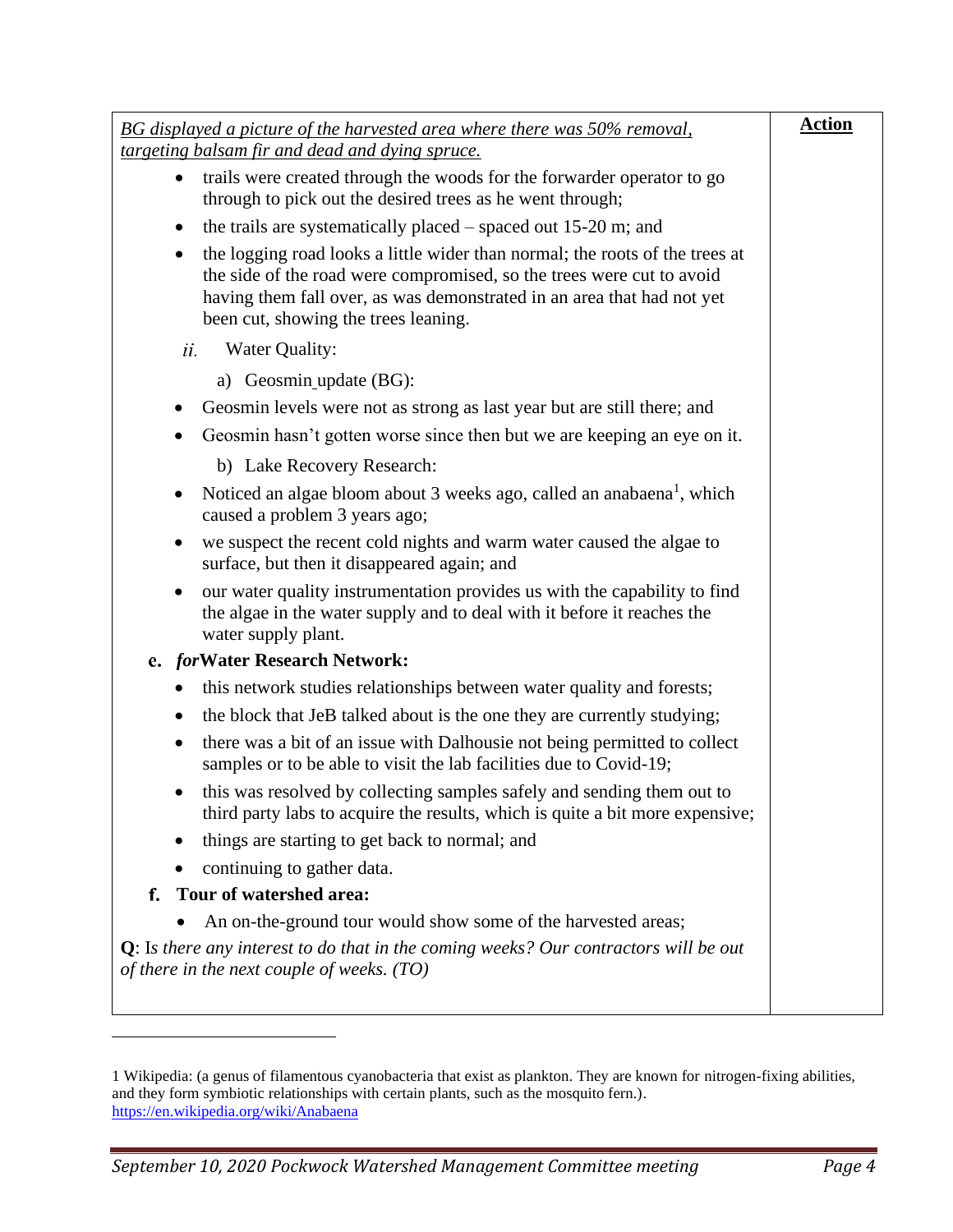| | **Action** |
|---|---|
| *BG displayed a picture of the harvested area where there was 50% removal, targeting balsam fir and dead and dying spruce.*<br>• trails were created through the woods for the forwarder operator to go through to pick out the desired trees as he went through;<br>• the trails are systematically placed – spaced out 15-20 m; and<br>• the logging road looks a little wider than normal; the roots of the trees at the side of the road were compromised, so the trees were cut to avoid having them fall over, as was demonstrated in an area that had not yet been cut, showing the trees leaning.<br>*ii.* Water Quality:<br>a) Geosmin update (BG):<br>• Geosmin levels were not as strong as last year but are still there; and<br>• Geosmin hasn't gotten worse since then but we are keeping an eye on it.<br>b) Lake Recovery Research:<br>• Noticed an algae bloom about 3 weeks ago, called an anabaena[1], which caused a problem 3 years ago;<br>• we suspect the recent cold nights and warm water caused the algae to surface, but then it disappeared again; and<br>• our water quality instrumentation provides us with the capability to find the algae in the water supply and to deal with it before it reaches the water supply plant.<br>**e. *for*Water Research Network:**<br>• this network studies relationships between water quality and forests;<br>• the block that JeB talked about is the one they are currently studying;<br>• there was a bit of an issue with Dalhousie not being permitted to collect samples or to be able to visit the lab facilities due to Covid-19;<br>• this was resolved by collecting samples safely and sending them out to third party labs to acquire the results, which is quite a bit more expensive;<br>• things are starting to get back to normal; and<br>• continuing to gather data.<br>**f. Tour of watershed area:**<br>• An on-the-ground tour would show some of the harvested areas;<br>**Q**: I*s there any interest to do that in the coming weeks? Our contractors will be out of there in the next couple of weeks. (TO)* | |

[1] Wikipedia: (a genus of filamentous cyanobacteria that exist as plankton. They are known for nitrogen-fixing abilities, and they form symbiotic relationships with certain plants, such as the mosquito fern.). https://en.wikipedia.org/wiki/Anabaena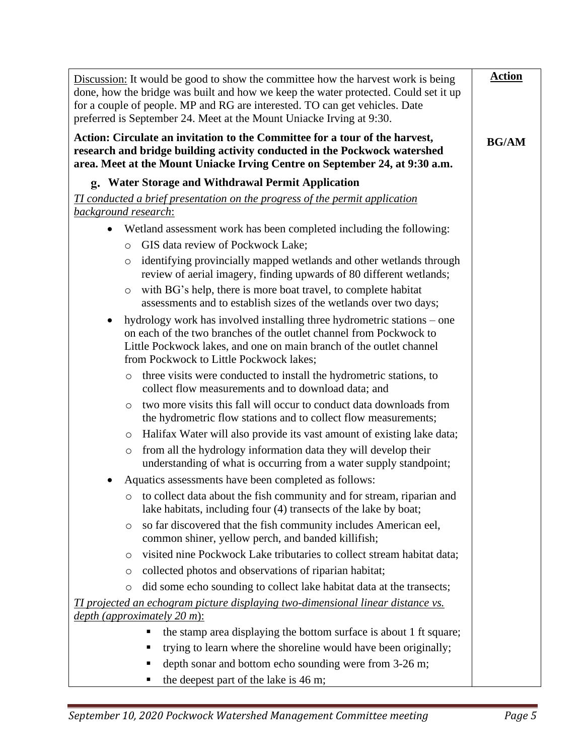| | |
|---|---|
| <u>Discussion:</u> It would be good to show the committee how the harvest work is being done, how the bridge was built and how we keep the water protected. Could set it up for a couple of people. MP and RG are interested. TO can get vehicles. Date preferred is September 24. Meet at the Mount Uniacke Irving at 9:30. | **<u>Action</u>** |
| **Action: Circulate an invitation to the Committee for a tour of the harvest, research and bridge building activity conducted in the Pockwock watershed area. Meet at the Mount Uniacke Irving Centre on September 24, at 9:30 a.m.** | **BG/AM** |

**g. Water Storage and Withdrawal Permit Application**

*<u>TI conducted a brief presentation on the progress of the permit application background research</u>*:

- Wetland assessment work has been completed including the following:
  - GIS data review of Pockwock Lake;
  - identifying provincially mapped wetlands and other wetlands through review of aerial imagery, finding upwards of 80 different wetlands;
  - with BG's help, there is more boat travel, to complete habitat assessments and to establish sizes of the wetlands over two days;
- hydrology work has involved installing three hydrometric stations – one on each of the two branches of the outlet channel from Pockwock to Little Pockwock lakes, and one on main branch of the outlet channel from Pockwock to Little Pockwock lakes;
  - three visits were conducted to install the hydrometric stations, to collect flow measurements and to download data; and
  - two more visits this fall will occur to conduct data downloads from the hydrometric flow stations and to collect flow measurements;
  - Halifax Water will also provide its vast amount of existing lake data;
  - from all the hydrology information data they will develop their understanding of what is occurring from a water supply standpoint;
- Aquatics assessments have been completed as follows:
  - to collect data about the fish community and for stream, riparian and lake habitats, including four (4) transects of the lake by boat;
  - so far discovered that the fish community includes American eel, common shiner, yellow perch, and banded killifish;
  - visited nine Pockwock Lake tributaries to collect stream habitat data;
  - collected photos and observations of riparian habitat;
  - did some echo sounding to collect lake habitat data at the transects;

*<u>TI projected an echogram picture displaying two-dimensional linear distance vs. depth (approximately 20 m)</u>*:

- the stamp area displaying the bottom surface is about 1 ft square;
- trying to learn where the shoreline would have been originally;
- depth sonar and bottom echo sounding were from 3-26 m;
- the deepest part of the lake is 46 m;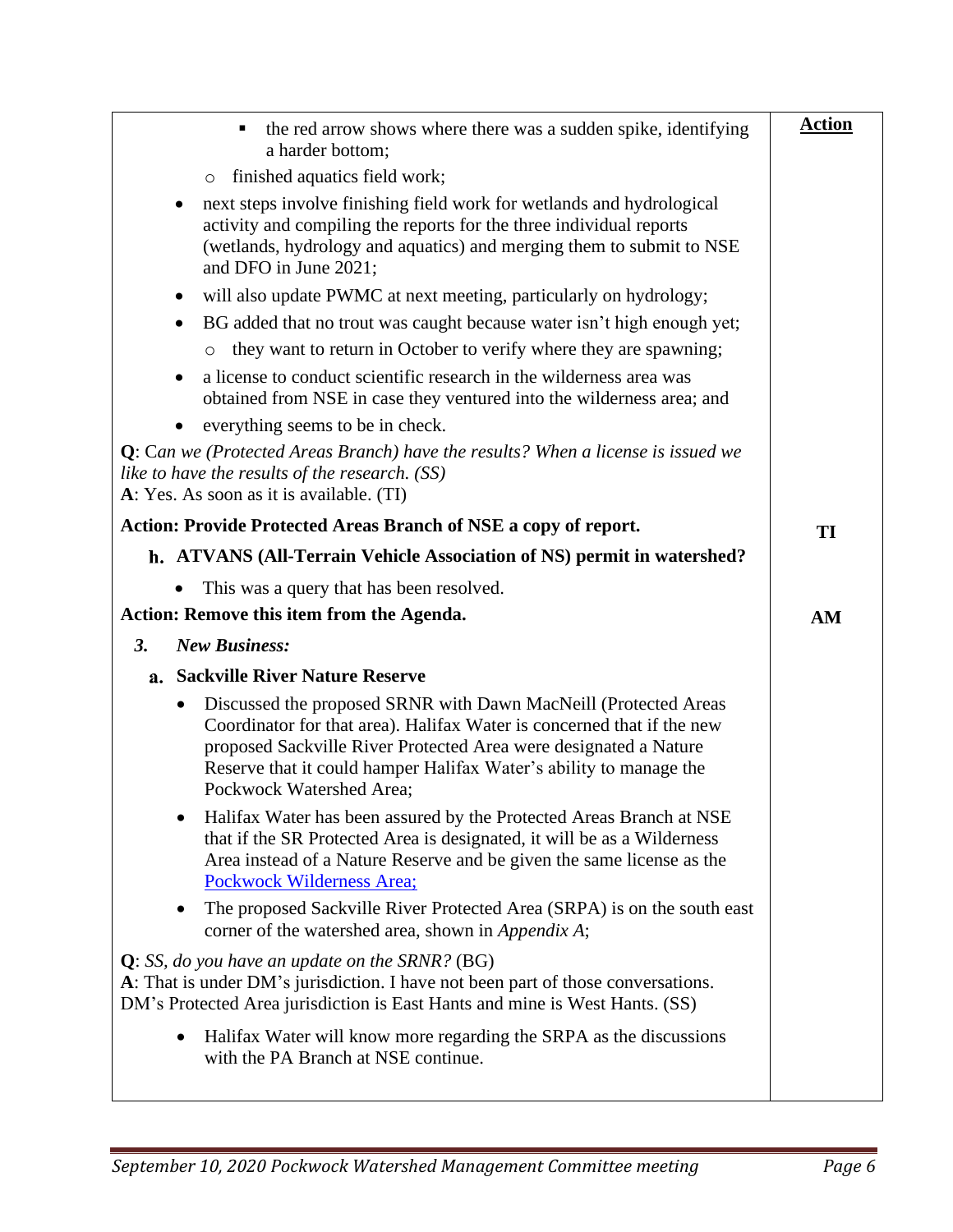| | Action |
|---|---|
| ▪ the red arrow shows where there was a sudden spike, identifying a harder bottom;<br>○ finished aquatics field work;<br>• next steps involve finishing field work for wetlands and hydrological activity and compiling the reports for the three individual reports (wetlands, hydrology and aquatics) and merging them to submit to NSE and DFO in June 2021;<br>• will also update PWMC at next meeting, particularly on hydrology;<br>• BG added that no trout was caught because water isn't high enough yet;<br>○ they want to return in October to verify where they are spawning;<br>• a license to conduct scientific research in the wilderness area was obtained from NSE in case they ventured into the wilderness area; and<br>• everything seems to be in check.<br>**Q**: *Can we (Protected Areas Branch) have the results? When a license is issued we like to have the results of the research. (SS)*<br>**A**: Yes. As soon as it is available. (TI) | |
| **Action: Provide Protected Areas Branch of NSE a copy of report.** | **TI** |
| **h. ATVANS (All-Terrain Vehicle Association of NS) permit in watershed?**<br>• This was a query that has been resolved. | |
| **Action: Remove this item from the Agenda.** | **AM** |
| ***3. New Business:***<br>**a. Sackville River Nature Reserve**<br>• Discussed the proposed SRNR with Dawn MacNeill (Protected Areas Coordinator for that area). Halifax Water is concerned that if the new proposed Sackville River Protected Area were designated a Nature Reserve that it could hamper Halifax Water's ability to manage the Pockwock Watershed Area;<br>• Halifax Water has been assured by the Protected Areas Branch at NSE that if the SR Protected Area is designated, it will be as a Wilderness Area instead of a Nature Reserve and be given the same license as the Pockwock Wilderness Area;<br>• The proposed Sackville River Protected Area (SRPA) is on the south east corner of the watershed area, shown in *Appendix A*;<br>**Q**: *SS, do you have an update on the SRNR?* (BG)<br>**A**: That is under DM's jurisdiction. I have not been part of those conversations. DM's Protected Area jurisdiction is East Hants and mine is West Hants. (SS)<br>• Halifax Water will know more regarding the SRPA as the discussions with the PA Branch at NSE continue. | |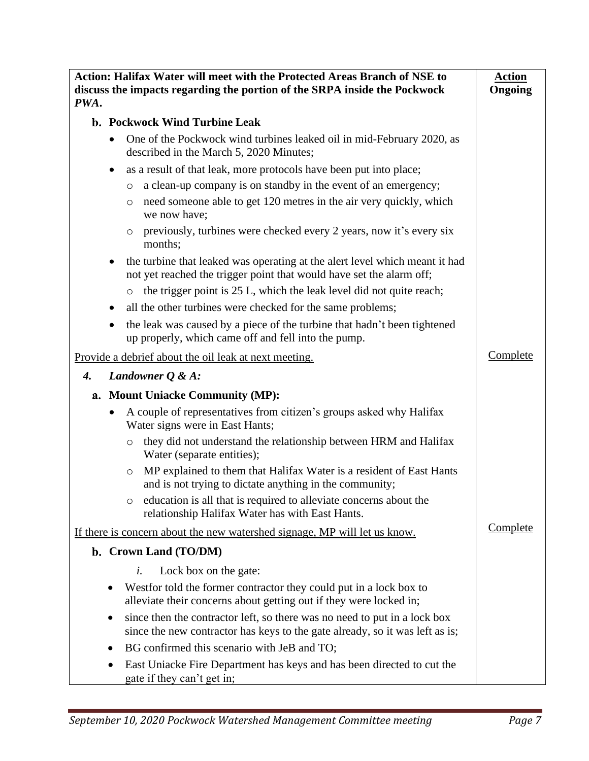| | |
|---|---|
| **Action: Halifax Water will meet with the Protected Areas Branch of NSE to discuss the impacts regarding the portion of the SRPA inside the Pockwock *PWA*.** | **Action Ongoing** |
| **b. Pockwock Wind Turbine Leak**<br>• One of the Pockwock wind turbines leaked oil in mid-February 2020, as described in the March 5, 2020 Minutes;<br>• as a result of that leak, more protocols have been put into place;<br>  ○ a clean-up company is on standby in the event of an emergency;<br>  ○ need someone able to get 120 metres in the air very quickly, which we now have;<br>  ○ previously, turbines were checked every 2 years, now it's every six months;<br>• the turbine that leaked was operating at the alert level which meant it had not yet reached the trigger point that would have set the alarm off;<br>  ○ the trigger point is 25 L, which the leak level did not quite reach;<br>• all the other turbines were checked for the same problems;<br>• the leak was caused by a piece of the turbine that hadn't been tightened up properly, which came off and fell into the pump. | |
| Provide a debrief about the oil leak at next meeting. | Complete |
| ***4. Landowner Q & A:***<br>**a. Mount Uniacke Community (MP):**<br>• A couple of representatives from citizen's groups asked why Halifax Water signs were in East Hants;<br>  ○ they did not understand the relationship between HRM and Halifax Water (separate entities);<br>  ○ MP explained to them that Halifax Water is a resident of East Hants and is not trying to dictate anything in the community;<br>  ○ education is all that is required to alleviate concerns about the relationship Halifax Water has with East Hants. | |
| If there is concern about the new watershed signage, MP will let us know. | Complete |
| **b. Crown Land (TO/DM)**<br>*i.* Lock box on the gate:<br>• Westfor told the former contractor they could put in a lock box to alleviate their concerns about getting out if they were locked in;<br>• since then the contractor left, so there was no need to put in a lock box since the new contractor has keys to the gate already, so it was left as is;<br>• BG confirmed this scenario with JeB and TO;<br>• East Uniacke Fire Department has keys and has been directed to cut the gate if they can't get in; | |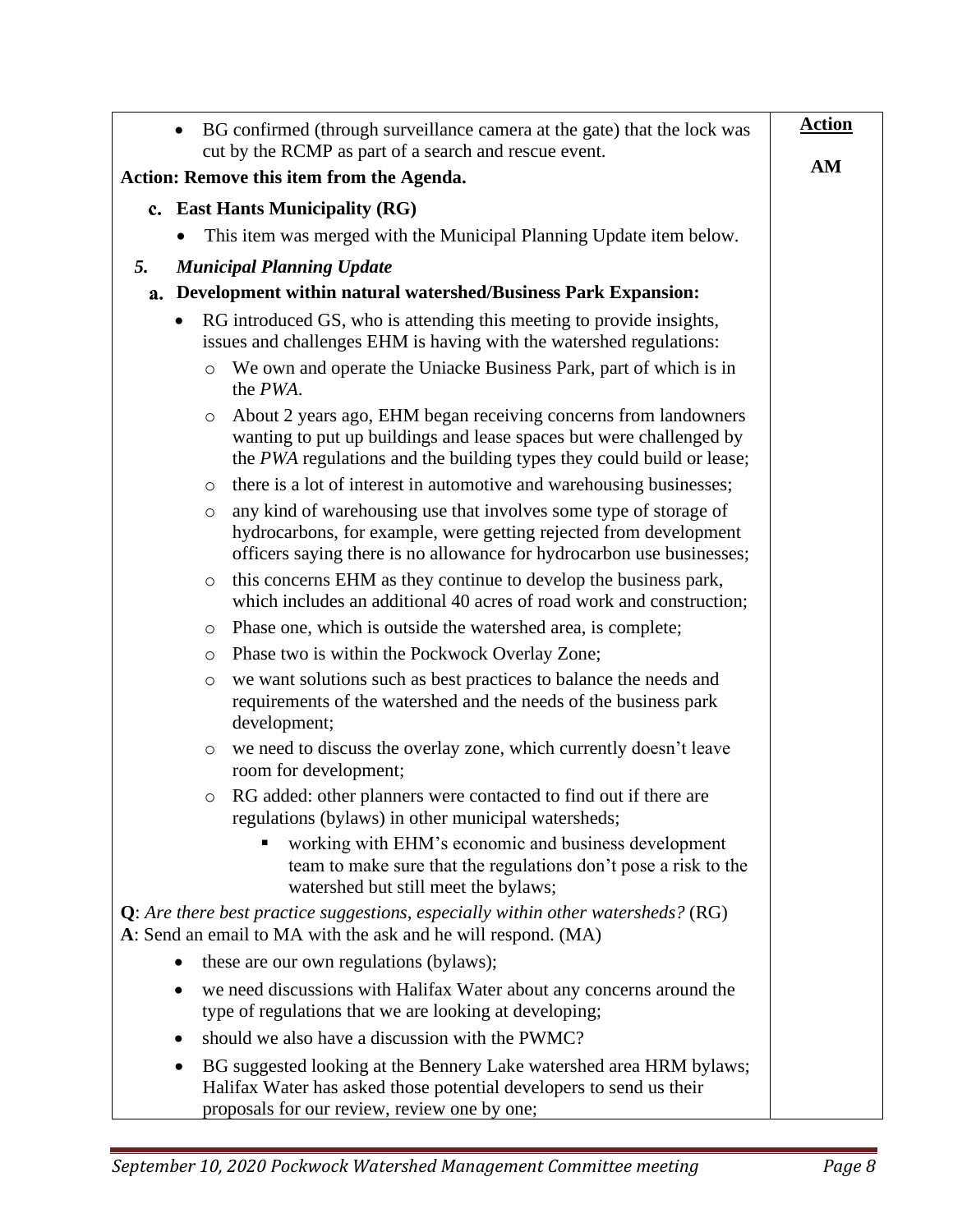| | Action |
|---|---|
| • BG confirmed (through surveillance camera at the gate) that the lock was cut by the RCMP as part of a search and rescue event.<br>**Action: Remove this item from the Agenda.** | **AM** |
| **c. East Hants Municipality (RG)**<br>• This item was merged with the Municipal Planning Update item below. | |
| ***5. Municipal Planning Update***<br>**a. Development within natural watershed/Business Park Expansion:**<br>• RG introduced GS, who is attending this meeting to provide insights, issues and challenges EHM is having with the watershed regulations:<br>  ○ We own and operate the Uniacke Business Park, part of which is in the *PWA*.<br>  ○ About 2 years ago, EHM began receiving concerns from landowners wanting to put up buildings and lease spaces but were challenged by the *PWA* regulations and the building types they could build or lease;<br>  ○ there is a lot of interest in automotive and warehousing businesses;<br>  ○ any kind of warehousing use that involves some type of storage of hydrocarbons, for example, were getting rejected from development officers saying there is no allowance for hydrocarbon use businesses;<br>  ○ this concerns EHM as they continue to develop the business park, which includes an additional 40 acres of road work and construction;<br>  ○ Phase one, which is outside the watershed area, is complete;<br>  ○ Phase two is within the Pockwock Overlay Zone;<br>  ○ we want solutions such as best practices to balance the needs and requirements of the watershed and the needs of the business park development;<br>  ○ we need to discuss the overlay zone, which currently doesn't leave room for development;<br>  ○ RG added: other planners were contacted to find out if there are regulations (bylaws) in other municipal watersheds;<br>    ▪ working with EHM's economic and business development team to make sure that the regulations don't pose a risk to the watershed but still meet the bylaws;<br>**Q**: *Are there best practice suggestions, especially within other watersheds?* (RG)<br>**A**: Send an email to MA with the ask and he will respond. (MA)<br>• these are our own regulations (bylaws);<br>• we need discussions with Halifax Water about any concerns around the type of regulations that we are looking at developing;<br>• should we also have a discussion with the PWMC?<br>• BG suggested looking at the Bennery Lake watershed area HRM bylaws; Halifax Water has asked those potential developers to send us their proposals for our review, review one by one; | |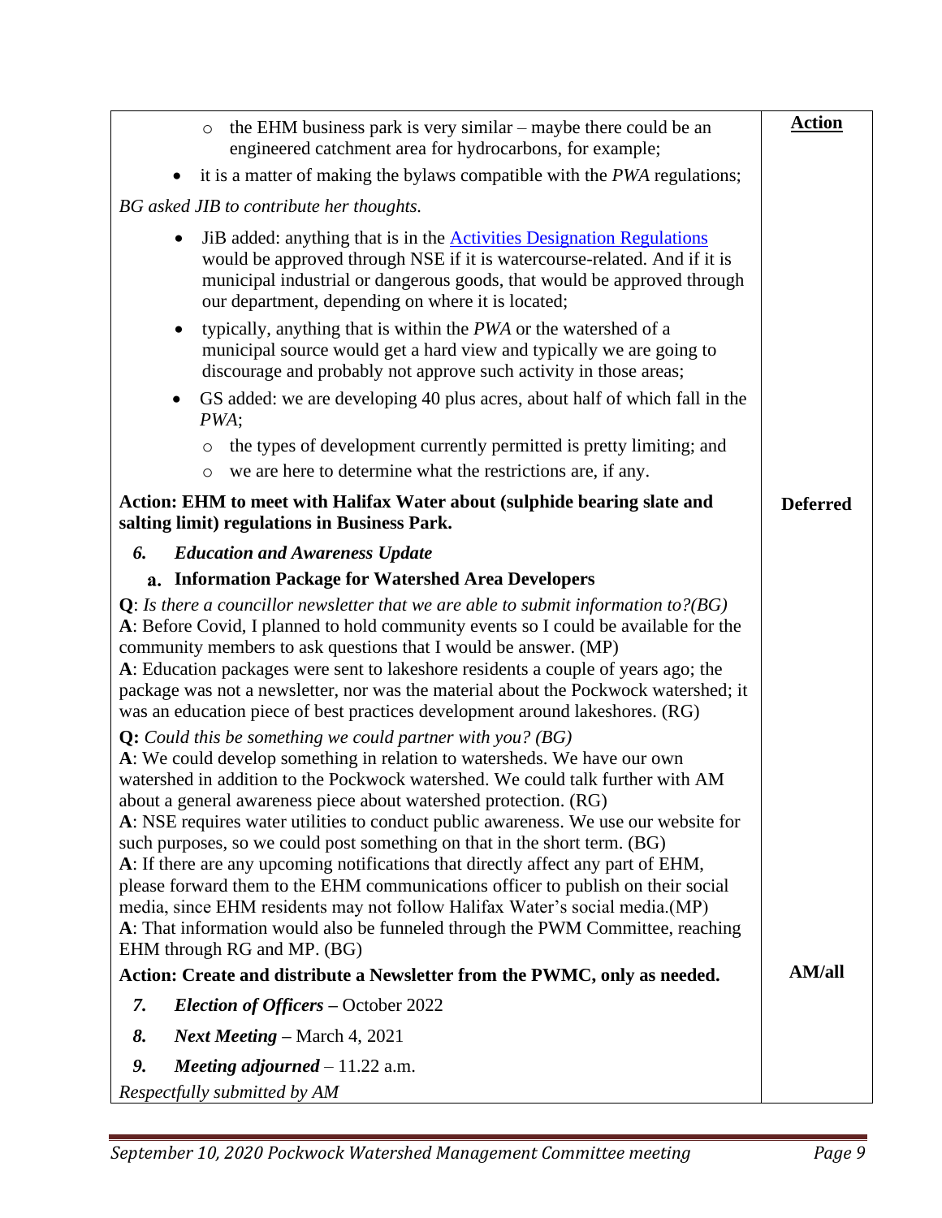| | Action |
|---|---|
| - the EHM business park is very similar – maybe there could be an engineered catchment area for hydrocarbons, for example;<br>• it is a matter of making the bylaws compatible with the *PWA* regulations;<br>*BG asked JIB to contribute her thoughts.*<br>• JiB added: anything that is in the [Activities Designation Regulations] would be approved through NSE if it is watercourse-related. And if it is municipal industrial or dangerous goods, that would be approved through our department, depending on where it is located;<br>• typically, anything that is within the *PWA* or the watershed of a municipal source would get a hard view and typically we are going to discourage and probably not approve such activity in those areas;<br>• GS added: we are developing 40 plus acres, about half of which fall in the *PWA*;<br>  - the types of development currently permitted is pretty limiting; and<br>  - we are here to determine what the restrictions are, if any. | |
| **Action: EHM to meet with Halifax Water about (sulphide bearing slate and salting limit) regulations in Business Park.** | **Deferred** |
| ***6. Education and Awareness Update***<br>**a. Information Package for Watershed Area Developers**<br>**Q**: *Is there a councillor newsletter that we are able to submit information to?(BG)*<br>**A**: Before Covid, I planned to hold community events so I could be available for the community members to ask questions that I would be answer. (MP)<br>**A**: Education packages were sent to lakeshore residents a couple of years ago; the package was not a newsletter, nor was the material about the Pockwock watershed; it was an education piece of best practices development around lakeshores. (RG)<br>**Q:** *Could this be something we could partner with you? (BG)*<br>**A**: We could develop something in relation to watersheds. We have our own watershed in addition to the Pockwock watershed. We could talk further with AM about a general awareness piece about watershed protection. (RG)<br>**A**: NSE requires water utilities to conduct public awareness. We use our website for such purposes, so we could post something on that in the short term. (BG)<br>**A**: If there are any upcoming notifications that directly affect any part of EHM, please forward them to the EHM communications officer to publish on their social media, since EHM residents may not follow Halifax Water's social media.(MP)<br>**A**: That information would also be funneled through the PWM Committee, reaching EHM through RG and MP. (BG) | |
| **Action: Create and distribute a Newsletter from the PWMC, only as needed.** | **AM/all** |
| ***7. Election of Officers*** – October 2022<br>***8. Next Meeting*** – March 4, 2021<br>***9. Meeting adjourned*** – 11.22 a.m.<br>*Respectfully submitted by AM* | |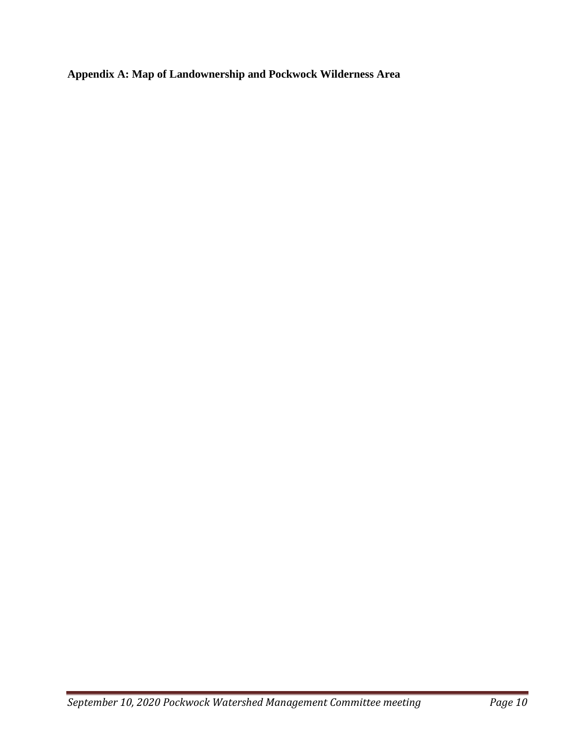**Appendix A: Map of Landownership and Pockwock Wilderness Area**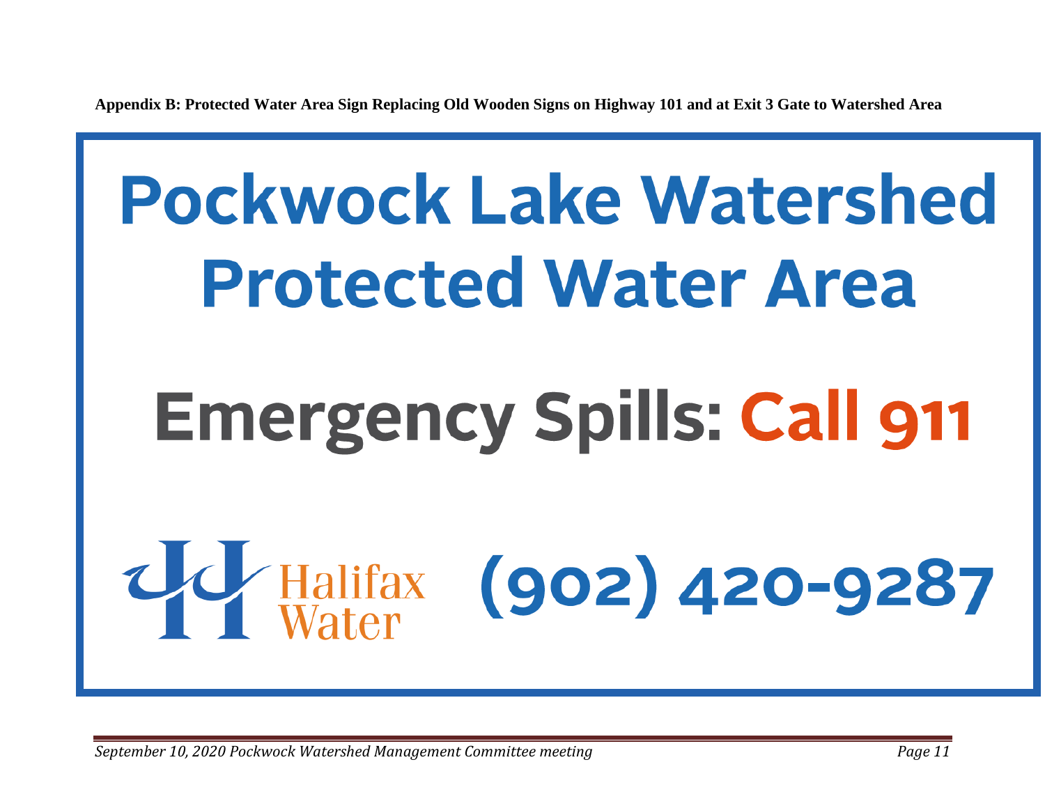**Appendix B: Protected Water Area Sign Replacing Old Wooden Signs on Highway 101 and at Exit 3 Gate to Watershed Area**

# Pockwock Lake Watershed Protected Water Area

## Emergency Spills: Call 911

Halifax Water (902) 420-9287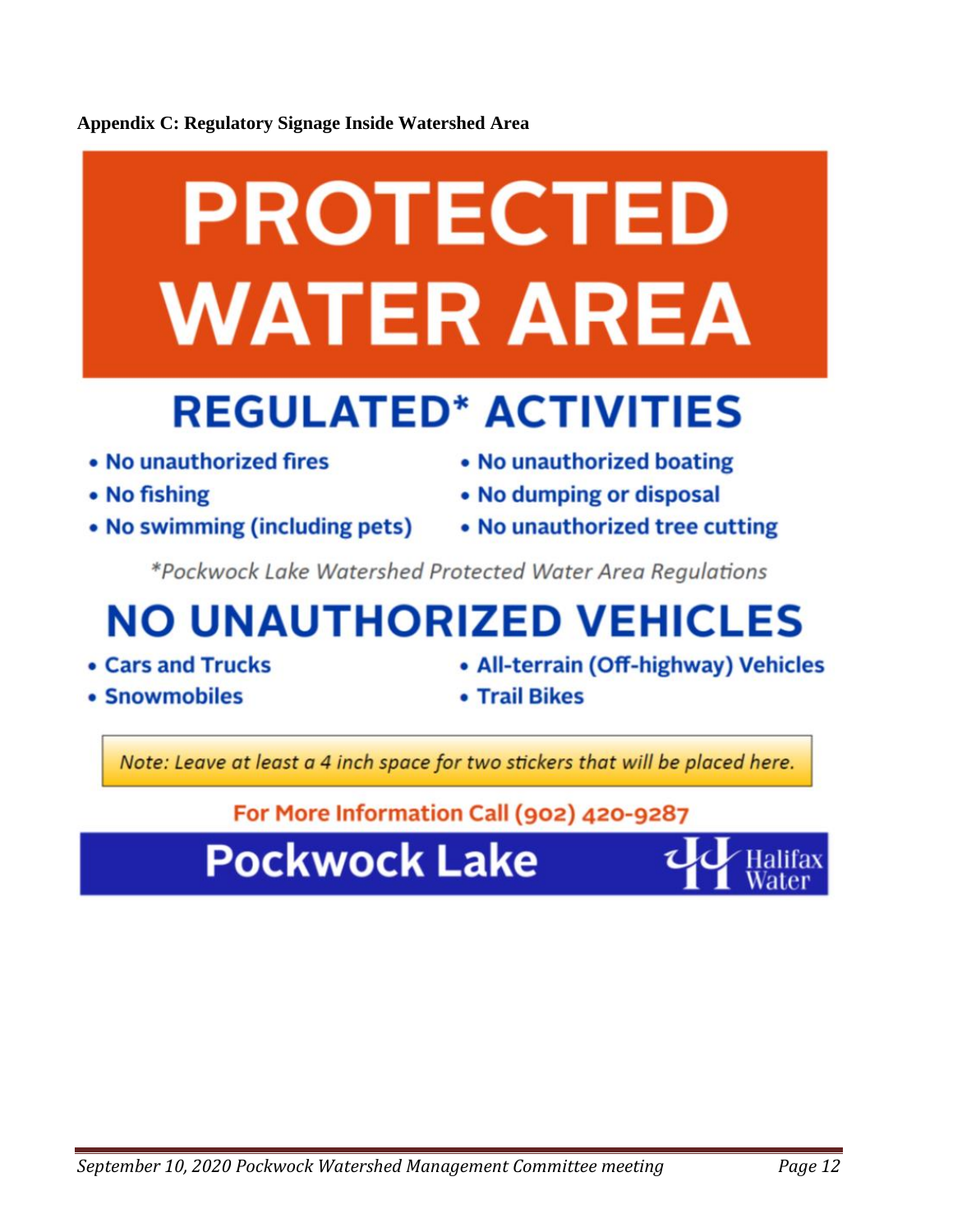**Appendix C: Regulatory Signage Inside Watershed Area**

# PROTECTED WATER AREA

## REGULATED* ACTIVITIES

- No unauthorized fires
- No fishing
- No swimming (including pets)
- No unauthorized boating
- No dumping or disposal
- No unauthorized tree cutting

*\*Pockwock Lake Watershed Protected Water Area Regulations*

## NO UNAUTHORIZED VEHICLES

- Cars and Trucks
- Snowmobiles
- All-terrain (Off-highway) Vehicles
- Trail Bikes

*Note: Leave at least a 4 inch space for two stickers that will be placed here.*

For More Information Call (902) 420-9287

**Pockwock Lake**

Halifax Water